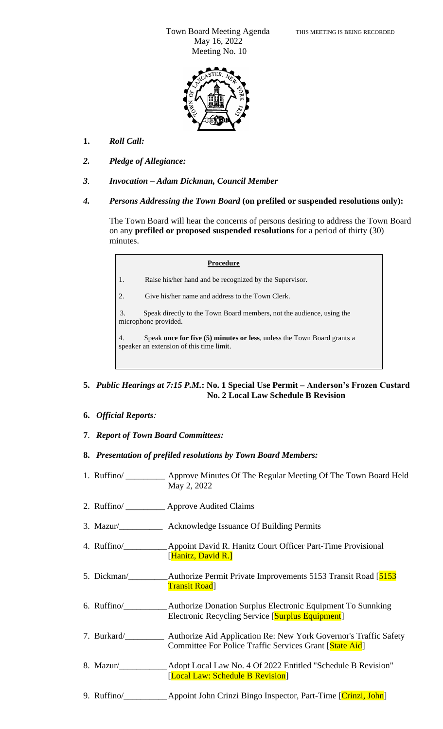Town Board Meeting Agenda THIS MEETING IS BEING RECORDED
May 16, 2022
Meeting No. 10

1. ***Roll Call:***

2. ***Pledge of Allegiance:***

3. ***Invocation – Adam Dickman, Council Member***

4. ***Persons Addressing the Town Board*** **(on prefiled or suspended resolutions only):**

The Town Board will hear the concerns of persons desiring to address the Town Board on any **prefiled or proposed suspended resolutions** for a period of thirty (30) minutes.

**Procedure**

1. Raise his/her hand and be recognized by the Supervisor.
2. Give his/her name and address to the Town Clerk.
3. Speak directly to the Town Board members, not the audience, using the microphone provided.
4. Speak **once for five (5) minutes or less**, unless the Town Board grants a speaker an extension of this time limit.

5. ***Public Hearings at 7:15 P.M.*****: No. 1 Special Use Permit – Anderson's Frozen Custard**
**No. 2 Local Law Schedule B Revision**

6. ***Official Reports:***

7. ***Report of Town Board Committees:***

8. ***Presentation of prefiled resolutions by Town Board Members:***

1. Ruffino/ _________ Approve Minutes Of The Regular Meeting Of The Town Board Held May 2, 2022
2. Ruffino/ _________ Approve Audited Claims
3. Mazur/__________ Acknowledge Issuance Of Building Permits
4. Ruffino/__________ Appoint David R. Hanitz Court Officer Part-Time Provisional [Hanitz, David R.]
5. Dickman/_________ Authorize Permit Private Improvements 5153 Transit Road [5153 Transit Road]
6. Ruffino/__________ Authorize Donation Surplus Electronic Equipment To Sunnking Electronic Recycling Service [Surplus Equipment]
7. Burkard/_________ Authorize Aid Application Re: New York Governor's Traffic Safety Committee For Police Traffic Services Grant [State Aid]
8. Mazur/___________ Adopt Local Law No. 4 Of 2022 Entitled "Schedule B Revision" [Local Law: Schedule B Revision]
9. Ruffino/__________ Appoint John Crinzi Bingo Inspector, Part-Time [Crinzi, John]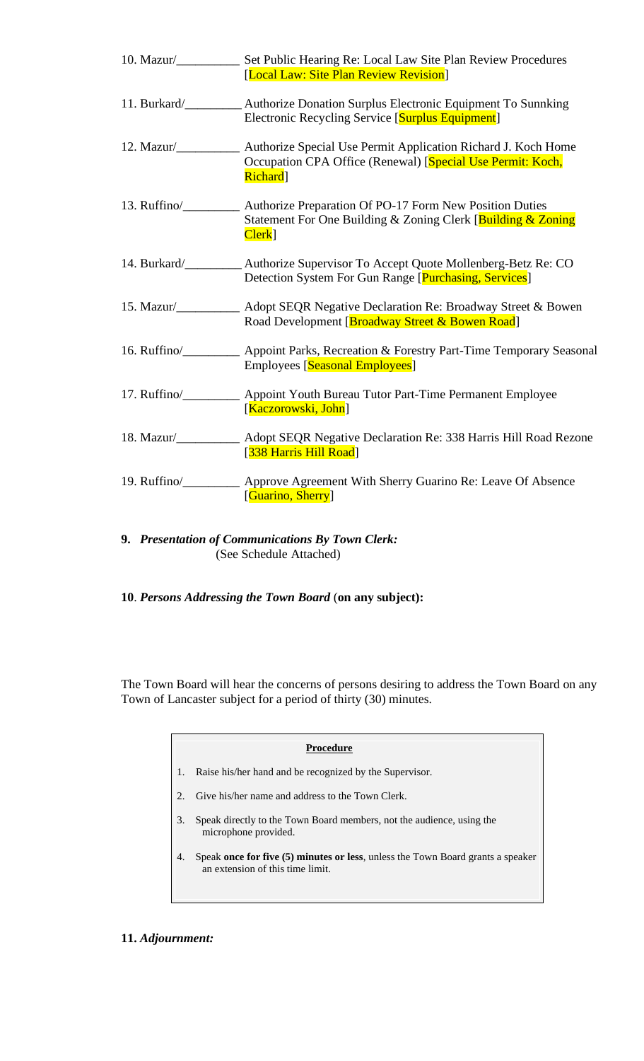10. Mazur/__________ Set Public Hearing Re: Local Law Site Plan Review Procedures [Local Law: Site Plan Review Revision]

11. Burkard/_________ Authorize Donation Surplus Electronic Equipment To Sunnking Electronic Recycling Service [Surplus Equipment]

12. Mazur/__________ Authorize Special Use Permit Application Richard J. Koch Home Occupation CPA Office (Renewal) [Special Use Permit: Koch, Richard]

13. Ruffino/_________ Authorize Preparation Of PO-17 Form New Position Duties Statement For One Building & Zoning Clerk [Building & Zoning Clerk]

14. Burkard/_________ Authorize Supervisor To Accept Quote Mollenberg-Betz Re: CO Detection System For Gun Range [Purchasing, Services]

15. Mazur/__________ Adopt SEQR Negative Declaration Re: Broadway Street & Bowen Road Development [Broadway Street & Bowen Road]

16. Ruffino/_________ Appoint Parks, Recreation & Forestry Part-Time Temporary Seasonal Employees [Seasonal Employees]

17. Ruffino/_________ Appoint Youth Bureau Tutor Part-Time Permanent Employee [Kaczorowski, John]

18. Mazur/__________ Adopt SEQR Negative Declaration Re: 338 Harris Hill Road Rezone [338 Harris Hill Road]

19. Ruffino/_________ Approve Agreement With Sherry Guarino Re: Leave Of Absence [Guarino, Sherry]

**9.** ***Presentation of Communications By Town Clerk:***
(See Schedule Attached)

**10**. ***Persons Addressing the Town Board*** (**on any subject):**

The Town Board will hear the concerns of persons desiring to address the Town Board on any Town of Lancaster subject for a period of thirty (30) minutes.

**Procedure**

1. Raise his/her hand and be recognized by the Supervisor.
2. Give his/her name and address to the Town Clerk.
3. Speak directly to the Town Board members, not the audience, using the microphone provided.
4. Speak **once for five (5) minutes or less**, unless the Town Board grants a speaker an extension of this time limit.

**11.** ***Adjournment:***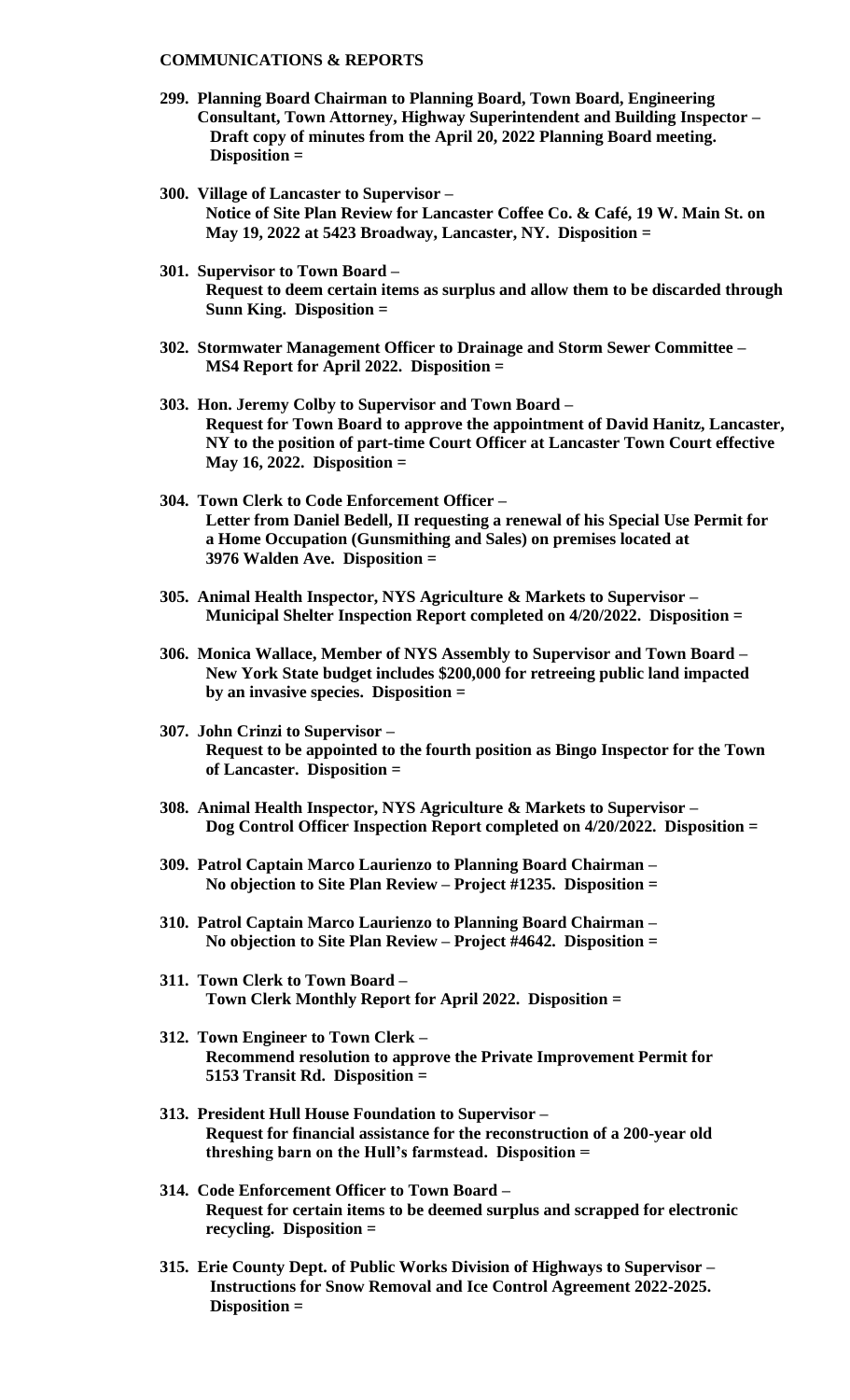**COMMUNICATIONS & REPORTS**

**299. Planning Board Chairman to Planning Board, Town Board, Engineering Consultant, Town Attorney, Highway Superintendent and Building Inspector – Draft copy of minutes from the April 20, 2022 Planning Board meeting. Disposition =**

**300. Village of Lancaster to Supervisor – Notice of Site Plan Review for Lancaster Coffee Co. & Café, 19 W. Main St. on May 19, 2022 at 5423 Broadway, Lancaster, NY. Disposition =**

**301. Supervisor to Town Board – Request to deem certain items as surplus and allow them to be discarded through Sunn King. Disposition =**

**302. Stormwater Management Officer to Drainage and Storm Sewer Committee – MS4 Report for April 2022. Disposition =**

**303. Hon. Jeremy Colby to Supervisor and Town Board – Request for Town Board to approve the appointment of David Hanitz, Lancaster, NY to the position of part-time Court Officer at Lancaster Town Court effective May 16, 2022. Disposition =**

**304. Town Clerk to Code Enforcement Officer – Letter from Daniel Bedell, II requesting a renewal of his Special Use Permit for a Home Occupation (Gunsmithing and Sales) on premises located at 3976 Walden Ave. Disposition =**

**305. Animal Health Inspector, NYS Agriculture & Markets to Supervisor – Municipal Shelter Inspection Report completed on 4/20/2022. Disposition =**

**306. Monica Wallace, Member of NYS Assembly to Supervisor and Town Board – New York State budget includes $200,000 for retreeing public land impacted by an invasive species. Disposition =**

**307. John Crinzi to Supervisor – Request to be appointed to the fourth position as Bingo Inspector for the Town of Lancaster. Disposition =**

**308. Animal Health Inspector, NYS Agriculture & Markets to Supervisor – Dog Control Officer Inspection Report completed on 4/20/2022. Disposition =**

**309. Patrol Captain Marco Laurienzo to Planning Board Chairman – No objection to Site Plan Review – Project #1235. Disposition =**

**310. Patrol Captain Marco Laurienzo to Planning Board Chairman – No objection to Site Plan Review – Project #4642. Disposition =**

**311. Town Clerk to Town Board – Town Clerk Monthly Report for April 2022. Disposition =**

**312. Town Engineer to Town Clerk – Recommend resolution to approve the Private Improvement Permit for 5153 Transit Rd. Disposition =**

**313. President Hull House Foundation to Supervisor – Request for financial assistance for the reconstruction of a 200-year old threshing barn on the Hull's farmstead. Disposition =**

**314. Code Enforcement Officer to Town Board – Request for certain items to be deemed surplus and scrapped for electronic recycling. Disposition =**

**315. Erie County Dept. of Public Works Division of Highways to Supervisor – Instructions for Snow Removal and Ice Control Agreement 2022-2025. Disposition =**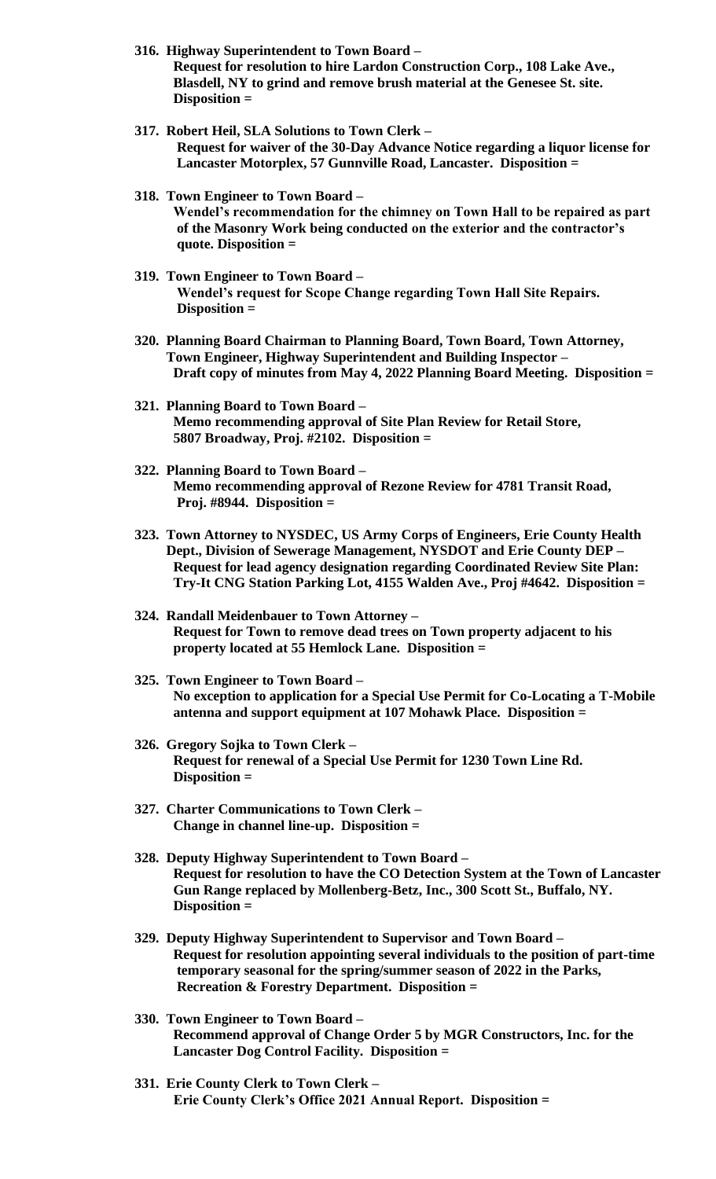**316. Highway Superintendent to Town Board –**
**Request for resolution to hire Lardon Construction Corp., 108 Lake Ave., Blasdell, NY to grind and remove brush material at the Genesee St. site. Disposition =**

**317. Robert Heil, SLA Solutions to Town Clerk –**
**Request for waiver of the 30-Day Advance Notice regarding a liquor license for Lancaster Motorplex, 57 Gunnville Road, Lancaster. Disposition =**

**318. Town Engineer to Town Board –**
**Wendel's recommendation for the chimney on Town Hall to be repaired as part of the Masonry Work being conducted on the exterior and the contractor's quote. Disposition =**

**319. Town Engineer to Town Board –**
**Wendel's request for Scope Change regarding Town Hall Site Repairs. Disposition =**

**320. Planning Board Chairman to Planning Board, Town Board, Town Attorney, Town Engineer, Highway Superintendent and Building Inspector –**
**Draft copy of minutes from May 4, 2022 Planning Board Meeting. Disposition =**

**321. Planning Board to Town Board –**
**Memo recommending approval of Site Plan Review for Retail Store, 5807 Broadway, Proj. #2102. Disposition =**

**322. Planning Board to Town Board –**
**Memo recommending approval of Rezone Review for 4781 Transit Road, Proj. #8944. Disposition =**

**323. Town Attorney to NYSDEC, US Army Corps of Engineers, Erie County Health Dept., Division of Sewerage Management, NYSDOT and Erie County DEP –**
**Request for lead agency designation regarding Coordinated Review Site Plan: Try-It CNG Station Parking Lot, 4155 Walden Ave., Proj #4642. Disposition =**

**324. Randall Meidenbauer to Town Attorney –**
**Request for Town to remove dead trees on Town property adjacent to his property located at 55 Hemlock Lane. Disposition =**

**325. Town Engineer to Town Board –**
**No exception to application for a Special Use Permit for Co-Locating a T-Mobile antenna and support equipment at 107 Mohawk Place. Disposition =**

**326. Gregory Sojka to Town Clerk –**
**Request for renewal of a Special Use Permit for 1230 Town Line Rd. Disposition =**

**327. Charter Communications to Town Clerk –**
**Change in channel line-up. Disposition =**

**328. Deputy Highway Superintendent to Town Board –**
**Request for resolution to have the CO Detection System at the Town of Lancaster Gun Range replaced by Mollenberg-Betz, Inc., 300 Scott St., Buffalo, NY. Disposition =**

**329. Deputy Highway Superintendent to Supervisor and Town Board –**
**Request for resolution appointing several individuals to the position of part-time temporary seasonal for the spring/summer season of 2022 in the Parks, Recreation & Forestry Department. Disposition =**

**330. Town Engineer to Town Board –**
**Recommend approval of Change Order 5 by MGR Constructors, Inc. for the Lancaster Dog Control Facility. Disposition =**

**331. Erie County Clerk to Town Clerk –**
**Erie County Clerk's Office 2021 Annual Report. Disposition =**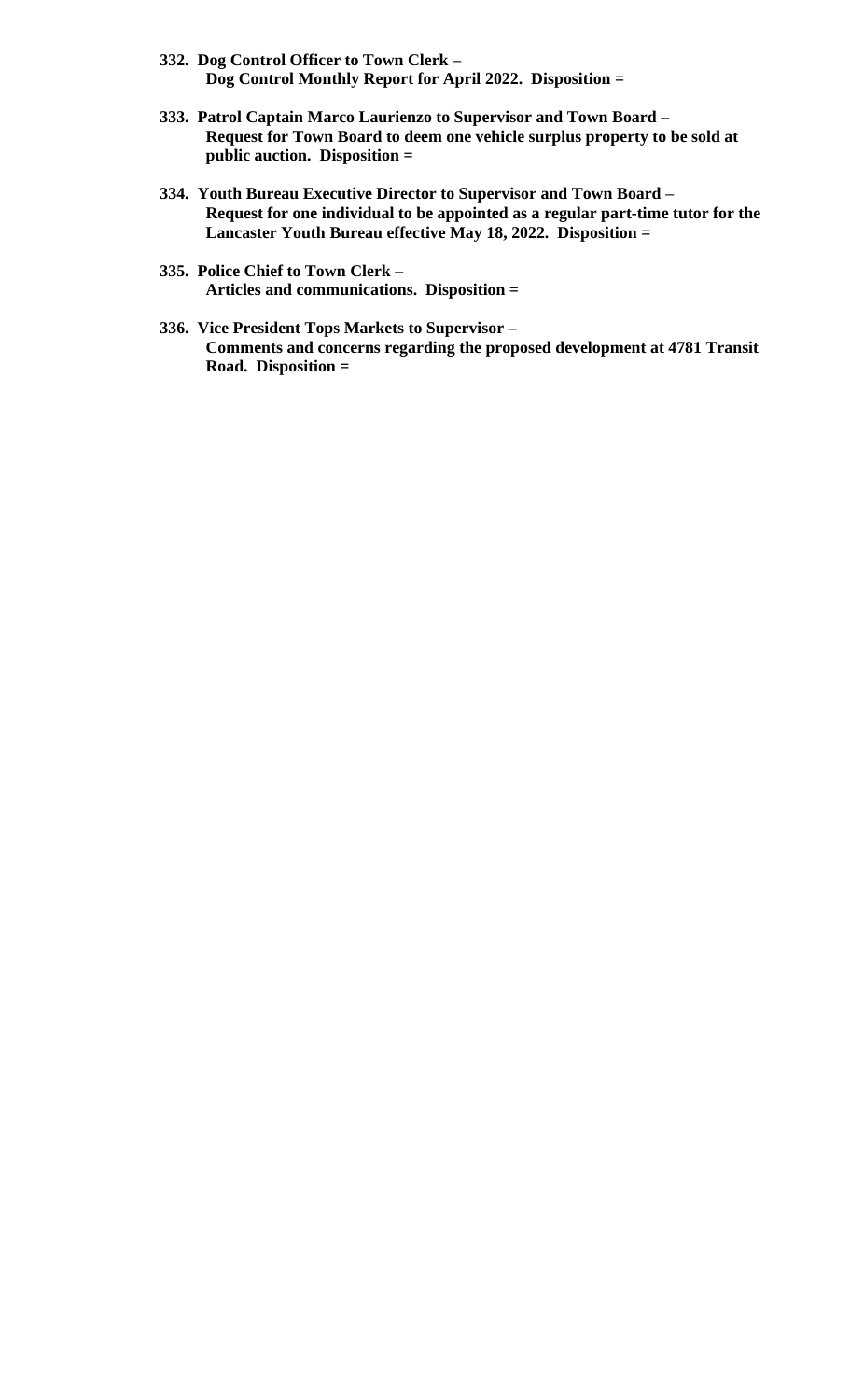**332. Dog Control Officer to Town Clerk –**
**Dog Control Monthly Report for April 2022. Disposition =**

**333. Patrol Captain Marco Laurienzo to Supervisor and Town Board –**
**Request for Town Board to deem one vehicle surplus property to be sold at public auction. Disposition =**

**334. Youth Bureau Executive Director to Supervisor and Town Board –**
**Request for one individual to be appointed as a regular part-time tutor for the Lancaster Youth Bureau effective May 18, 2022. Disposition =**

**335. Police Chief to Town Clerk –**
**Articles and communications. Disposition =**

**336. Vice President Tops Markets to Supervisor –**
**Comments and concerns regarding the proposed development at 4781 Transit Road. Disposition =**